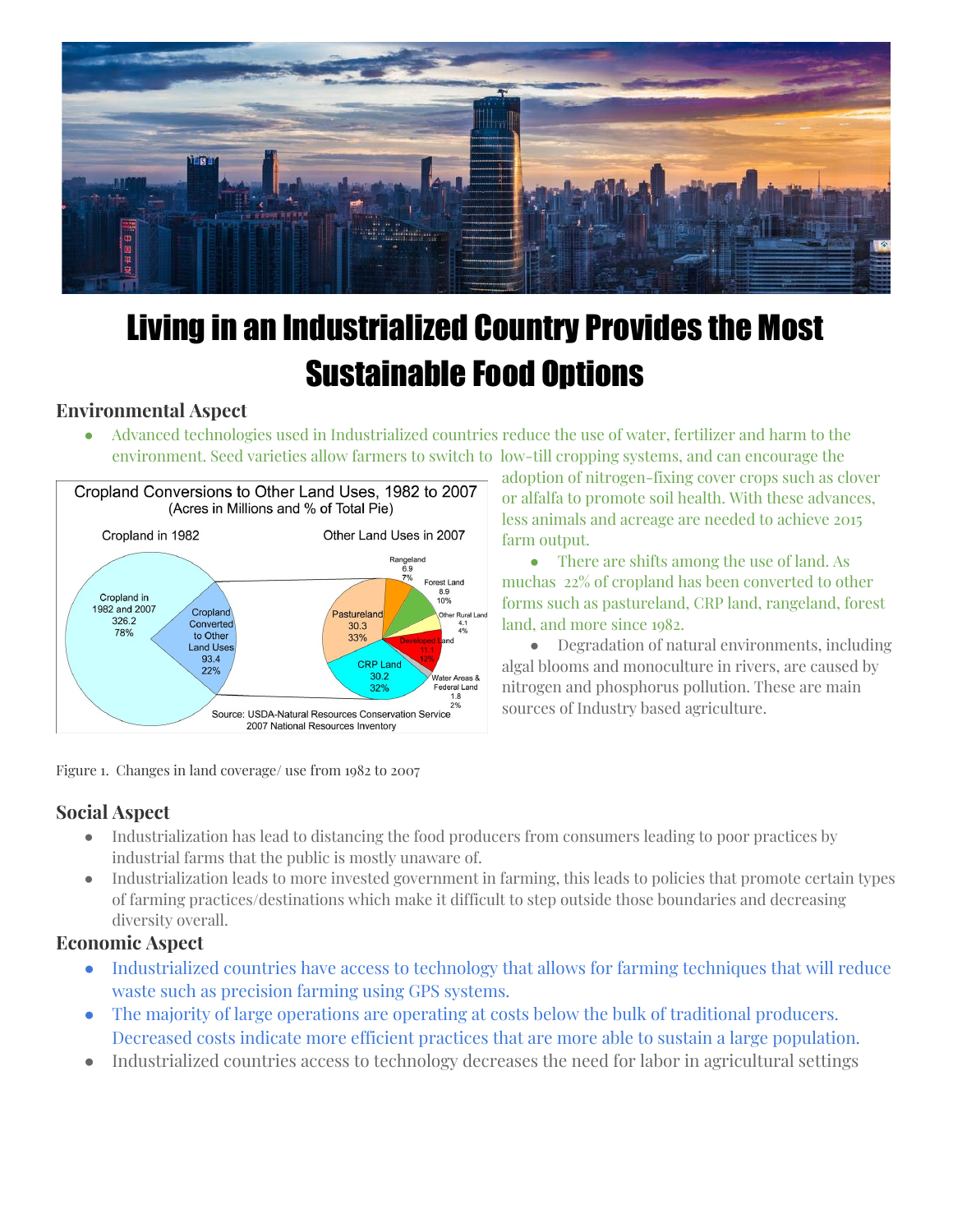# Living in an Industrialized Country Provides the Most Sustainable Food Options

## Environmental Aspect

- Advanced technologies used in Industrialized countries reduce the use of water, fertilizer and harm to the environment. Seed varieties allow farmers to switch to low-till cropping systems, and can encourage the adoption of nitrogen-fixing cover crops such as clover or alfalfa to promote soil health. With these advances, less animals and acreage are needed to achieve 2015 farm output.
- There are shifts among the use of land. As muchas 22% of cropland has been converted to other forms such as pastureland, CRP land, rangeland, forest land, and more since 1982.
- Degradation of natural environments, including algal blooms and monoculture in rivers, are caused by nitrogen and phosphorus pollution. These are main sources of Industry based agriculture.

Figure 1. Changes in land coverage/ use from 1982 to 2007

## Social Aspect

- Industrialization has lead to distancing the food producers from consumers leading to poor practices by industrial farms that the public is mostly unaware of.
- Industrialization leads to more invested government in farming, this leads to policies that promote certain types of farming practices/destinations which make it difficult to step outside those boundaries and decreasing diversity overall.

## Economic Aspect

- Industrialized countries have access to technology that allows for farming techniques that will reduce waste such as precision farming using GPS systems.
- The majority of large operations are operating at costs below the bulk of traditional producers. Decreased costs indicate more efficient practices that are more able to sustain a large population.
- Industrialized countries access to technology decreases the need for labor in agricultural settings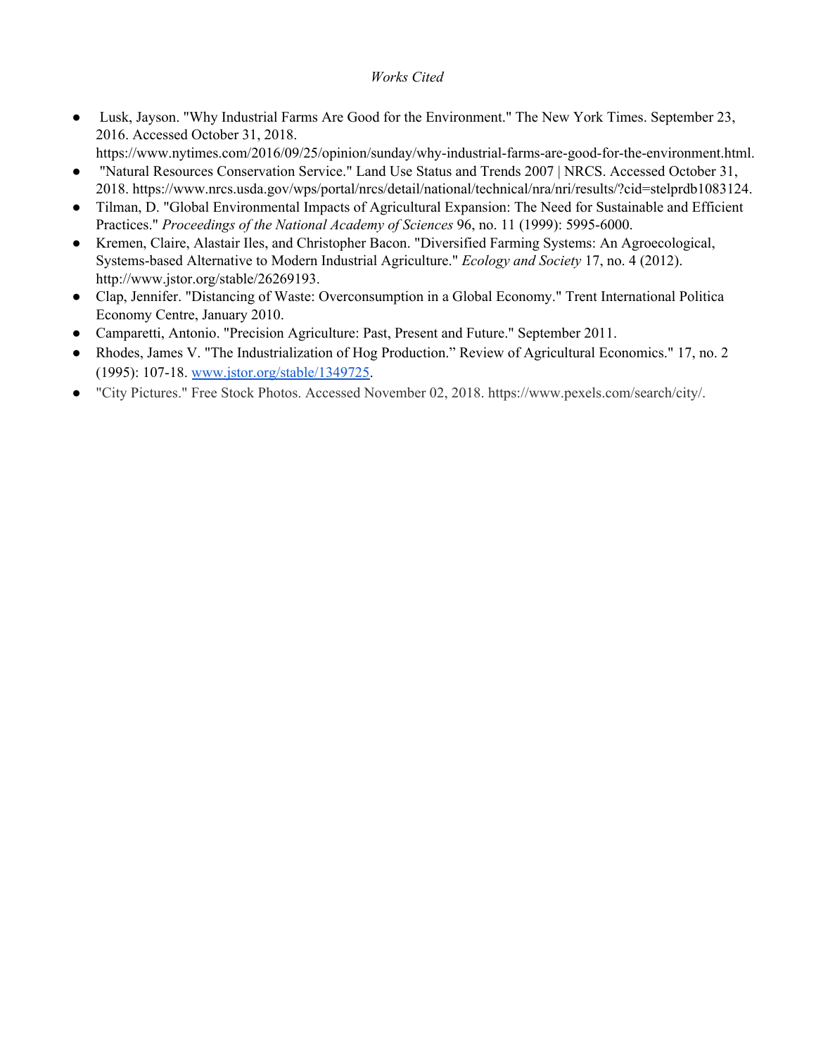*Works Cited*

- Lusk, Jayson. "Why Industrial Farms Are Good for the Environment." The New York Times. September 23, 2016. Accessed October 31, 2018. https://www.nytimes.com/2016/09/25/opinion/sunday/why-industrial-farms-are-good-for-the-environment.html.
- "Natural Resources Conservation Service." Land Use Status and Trends 2007 | NRCS. Accessed October 31, 2018. https://www.nrcs.usda.gov/wps/portal/nrcs/detail/national/technical/nra/nri/results/?cid=stelprdb1083124.
- Tilman, D. "Global Environmental Impacts of Agricultural Expansion: The Need for Sustainable and Efficient Practices." *Proceedings of the National Academy of Sciences* 96, no. 11 (1999): 5995-6000.
- Kremen, Claire, Alastair Iles, and Christopher Bacon. "Diversified Farming Systems: An Agroecological, Systems-based Alternative to Modern Industrial Agriculture." *Ecology and Society* 17, no. 4 (2012). http://www.jstor.org/stable/26269193.
- Clap, Jennifer. "Distancing of Waste: Overconsumption in a Global Economy." Trent International Politica Economy Centre, January 2010.
- Camparetti, Antonio. "Precision Agriculture: Past, Present and Future." September 2011.
- Rhodes, James V. "The Industrialization of Hog Production." Review of Agricultural Economics." 17, no. 2 (1995): 107-18. [www.jstor.org/stable/1349725](www.jstor.org/stable/1349725).
- "City Pictures." Free Stock Photos. Accessed November 02, 2018. https://www.pexels.com/search/city/.